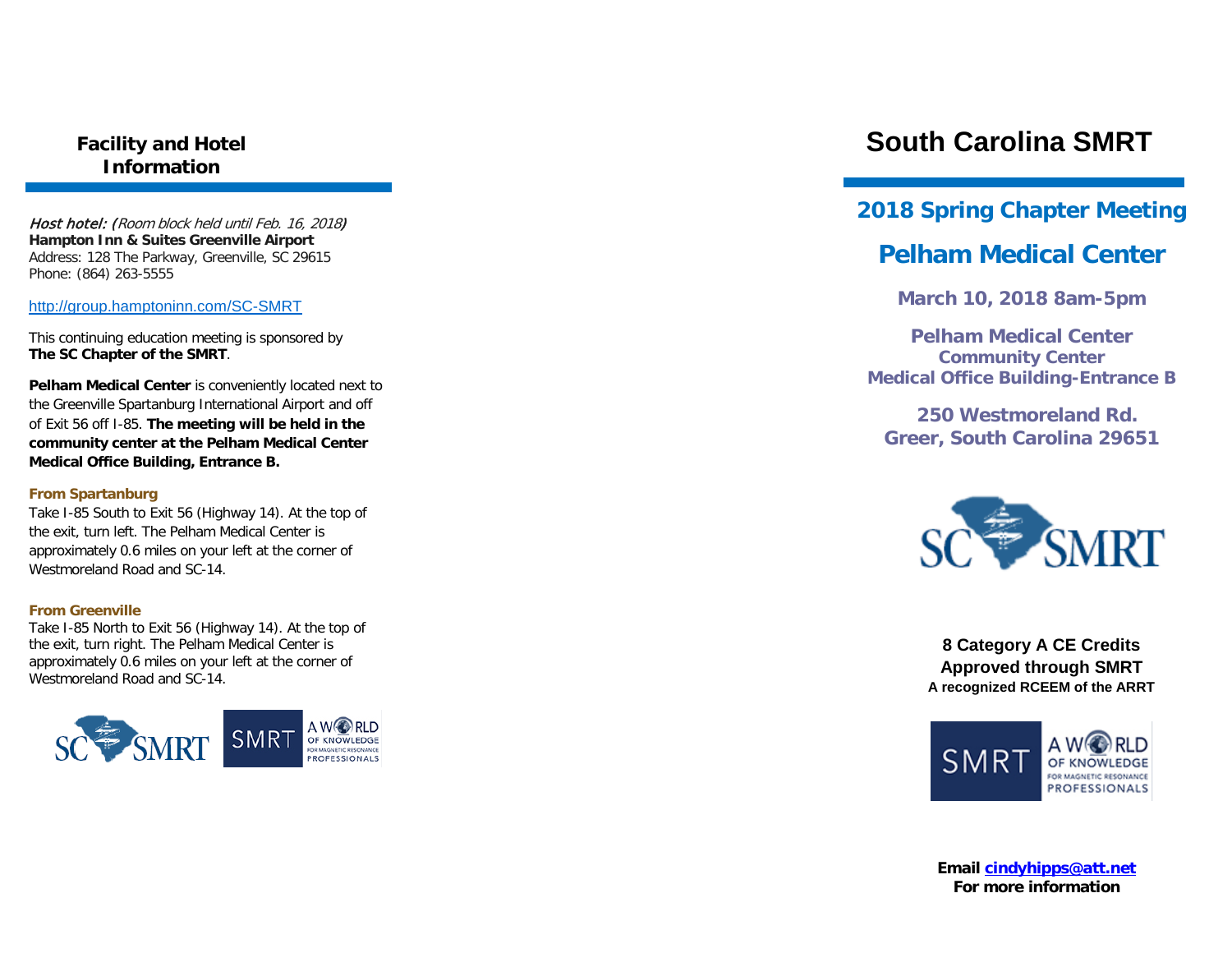## Facility and Hotel Information

***Host hotel:*** (*Room block held until Feb. 16, 2018*)
**Hampton Inn & Suites Greenville Airport**
Address: 128 The Parkway, Greenville, SC 29615
Phone: (864) 263-5555

http://group.hamptoninn.com/SC-SMRT

This continuing education meeting is sponsored by **The SC Chapter of the SMRT**.

**Pelham Medical Center** is conveniently located next to the Greenville Spartanburg International Airport and off of Exit 56 off I-85. **The meeting will be held in the community center at the Pelham Medical Center Medical Office Building, Entrance B.**

**From Spartanburg**
Take I-85 South to Exit 56 (Highway 14). At the top of the exit, turn left. The Pelham Medical Center is approximately 0.6 miles on your left at the corner of Westmoreland Road and SC-14.

**From Greenville**
Take I-85 North to Exit 56 (Highway 14). At the top of the exit, turn right. The Pelham Medical Center is approximately 0.6 miles on your left at the corner of Westmoreland Road and SC-14.

# South Carolina SMRT

## 2018 Spring Chapter Meeting

## Pelham Medical Center

### March 10, 2018 8am-5pm

**Pelham Medical Center**
**Community Center**
**Medical Office Building-Entrance B**

**250 Westmoreland Rd.**
**Greer, South Carolina 29651**

**8 Category A CE Credits**
**Approved through SMRT**
**A recognized RCEEM of the ARRT**

**Email cindyhipps@att.net**
**For more information**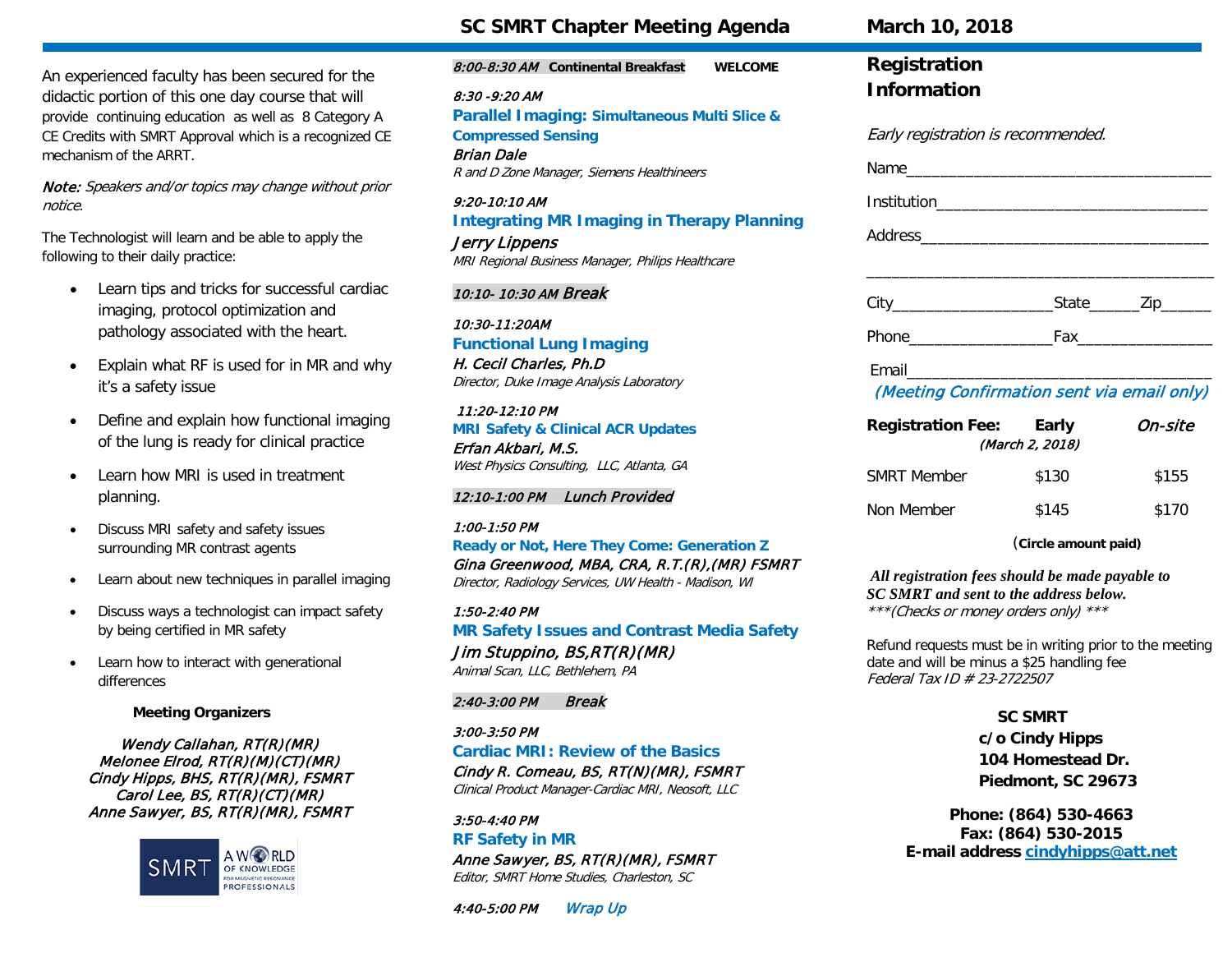# SC SMRT Chapter Meeting Agenda

**March 10, 2018**

An experienced faculty has been secured for the didactic portion of this one day course that will provide continuing education as well as 8 Category A CE Credits with SMRT Approval which is a recognized CE mechanism of the ARRT.

***Note:*** *Speakers and/or topics may change without prior notice.*

The Technologist will learn and be able to apply the following to their daily practice:

- Learn tips and tricks for successful cardiac imaging, protocol optimization and pathology associated with the heart.
- Explain what RF is used for in MR and why it's a safety issue
- Define and explain how functional imaging of the lung is ready for clinical practice
- Learn how MRI is used in treatment planning.
- Discuss MRI safety and safety issues surrounding MR contrast agents
- Learn about new techniques in parallel imaging
- Discuss ways a technologist can impact safety by being certified in MR safety
- Learn how to interact with generational differences

**Meeting Organizers**

*Wendy Callahan, RT(R)(MR)*
*Melonee Elrod, RT(R)(M)(CT)(MR)*
*Cindy Hipps, BHS, RT(R)(MR), FSMRT*
*Carol Lee, BS, RT(R)(CT)(MR)*
*Anne Sawyer, BS, RT(R)(MR), FSMRT*

SMRT A WORLD OF KNOWLEDGE FOR MAGNETIC RESONANCE PROFESSIONALS

***8:00-8:30 AM*** **Continental Breakfast** **WELCOME**

***8:30 -9:20 AM***
**Parallel Imaging: Simultaneous Multi Slice & Compressed Sensing**
*Brian Dale*
*R and D Zone Manager, Siemens Healthineers*

***9:20-10:10 AM***
**Integrating MR Imaging in Therapy Planning**
*Jerry Lippens*
*MRI Regional Business Manager, Philips Healthcare*

***10:10- 10:30 AM Break***

***10:30-11:20AM***
**Functional Lung Imaging**
*H. Cecil Charles, Ph.D*
*Director, Duke Image Analysis Laboratory*

***11:20-12:10 PM***
**MRI Safety & Clinical ACR Updates**
*Erfan Akbari, M.S.*
*West Physics Consulting, LLC, Atlanta, GA*

***12:10-1:00 PM Lunch Provided***

***1:00-1:50 PM***
**Ready or Not, Here They Come: Generation Z**
*Gina Greenwood, MBA, CRA, R.T.(R),(MR) FSMRT*
*Director, Radiology Services, UW Health - Madison, WI*

***1:50-2:40 PM***
**MR Safety Issues and Contrast Media Safety**
*Jim Stuppino, BS,RT(R)(MR)*
*Animal Scan, LLC, Bethlehem, PA*

***2:40-3:00 PM Break***

***3:00-3:50 PM***
**Cardiac MRI: Review of the Basics**
*Cindy R. Comeau, BS, RT(N)(MR), FSMRT*
*Clinical Product Manager-Cardiac MRI, Neosoft, LLC*

***3:50-4:40 PM***
**RF Safety in MR**
*Anne Sawyer, BS, RT(R)(MR), FSMRT*
*Editor, SMRT Home Studies, Charleston, SC*

***4:40-5:00 PM*** *Wrap Up*

## Registration Information

*Early registration is recommended.*

Name___________________________________

Institution________________________________

Address__________________________________

__________________________________________

City___________________State______Zip______

Phone_________________Fax________________

Email___________________________________
*(Meeting Confirmation sent via email only)*

| **Registration Fee:** | **Early** *(March 2, 2018)* | ***On-site*** |
|---|---|---|
| SMRT Member | $130 | $155 |
| Non Member | $145 | $170 |

**(Circle amount paid)**

***All registration fees should be made payable to SC SMRT and sent to the address below.***
****(Checks or money orders only) ****

Refund requests must be in writing prior to the meeting date and will be minus a $25 handling fee
*Federal Tax ID # 23-2722507*

**SC SMRT**
**c/o Cindy Hipps**
**104 Homestead Dr.**
**Piedmont, SC 29673**

**Phone: (864) 530-4663**
**Fax: (864) 530-2015**
**E-mail address cindyhipps@att.net**